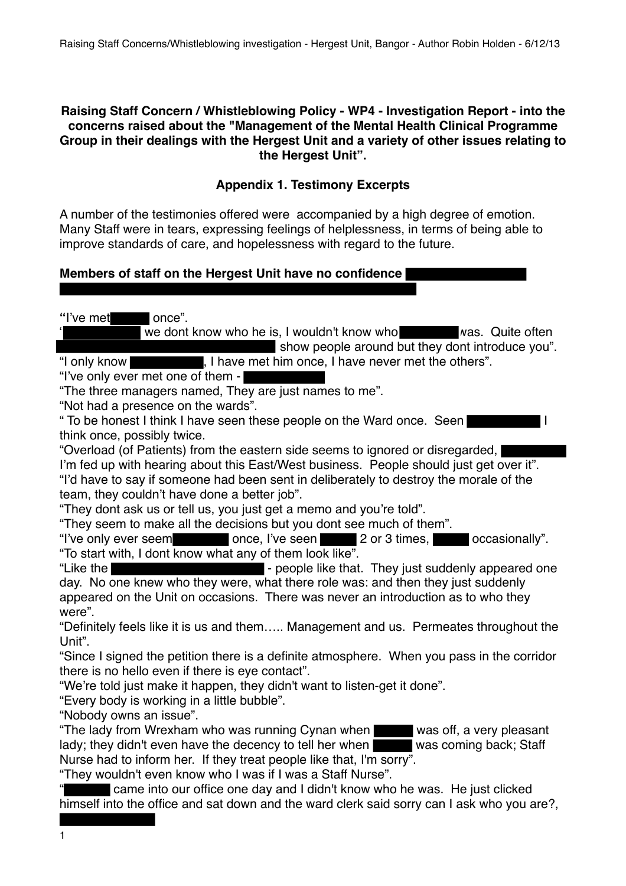**Raising Staff Concern / Whistleblowing Policy - WP4 - Investigation Report - into the concerns raised about the "Management of the Mental Health Clinical Programme Group in their dealings with the Hergest Unit and a variety of other issues relating to the Hergest Unit".**

**Appendix 1. Testimony Excerpts**

A number of the testimonies offered were accompanied by a high degree of emotion. Many Staff were in tears, expressing feelings of helplessness, in terms of being able to improve standards of care, and hopelessness with regard to the future.

**Members of staff on the Hergest Unit have no confidence ██████████ ██████████████████████████████**

"I've met █████ once".
'██████████ we dont know who he is, I wouldn't know who ████████ was. Quite often ██████████████████████ show people around but they dont introduce you".
"I only know ██████████, I have met him once, I have never met the others".
"I've only ever met one of them - ██████████
"The three managers named, They are just names to me".
"Not had a presence on the wards".
" To be honest I think I have seen these people on the Ward once. Seen ██████████ I think once, possibly twice.
"Overload (of Patients) from the eastern side seems to ignored or disregarded, ██████████ I'm fed up with hearing about this East/West business. People should just get over it".
"I'd have to say if someone had been sent in deliberately to destroy the morale of the team, they couldn't have done a better job".
"They dont ask us or tell us, you just get a memo and you're told".
"They seem to make all the decisions but you dont see much of them".
"I've only ever seem ████████ once, I've seen █████ 2 or 3 times, █████ occasionally".
"To start with, I dont know what any of them look like".
"Like the ██████████████████████ - people like that. They just suddenly appeared one day. No one knew who they were, what there role was: and then they just suddenly appeared on the Unit on occasions. There was never an introduction as to who they were".
"Definitely feels like it is us and them….. Management and us. Permeates throughout the Unit".
"Since I signed the petition there is a definite atmosphere. When you pass in the corridor there is no hello even if there is eye contact".
"We're told just make it happen, they didn't want to listen-get it done".
"Every body is working in a little bubble".
"Nobody owns an issue".
"The lady from Wrexham who was running Cynan when █████ was off, a very pleasant lady; they didn't even have the decency to tell her when █████ was coming back; Staff Nurse had to inform her. If they treat people like that, I'm sorry".
"They wouldn't even know who I was if I was a Staff Nurse".
"██████ came into our office one day and I didn't know who he was. He just clicked himself into the office and sat down and the ward clerk said sorry can I ask who you are?, ██████████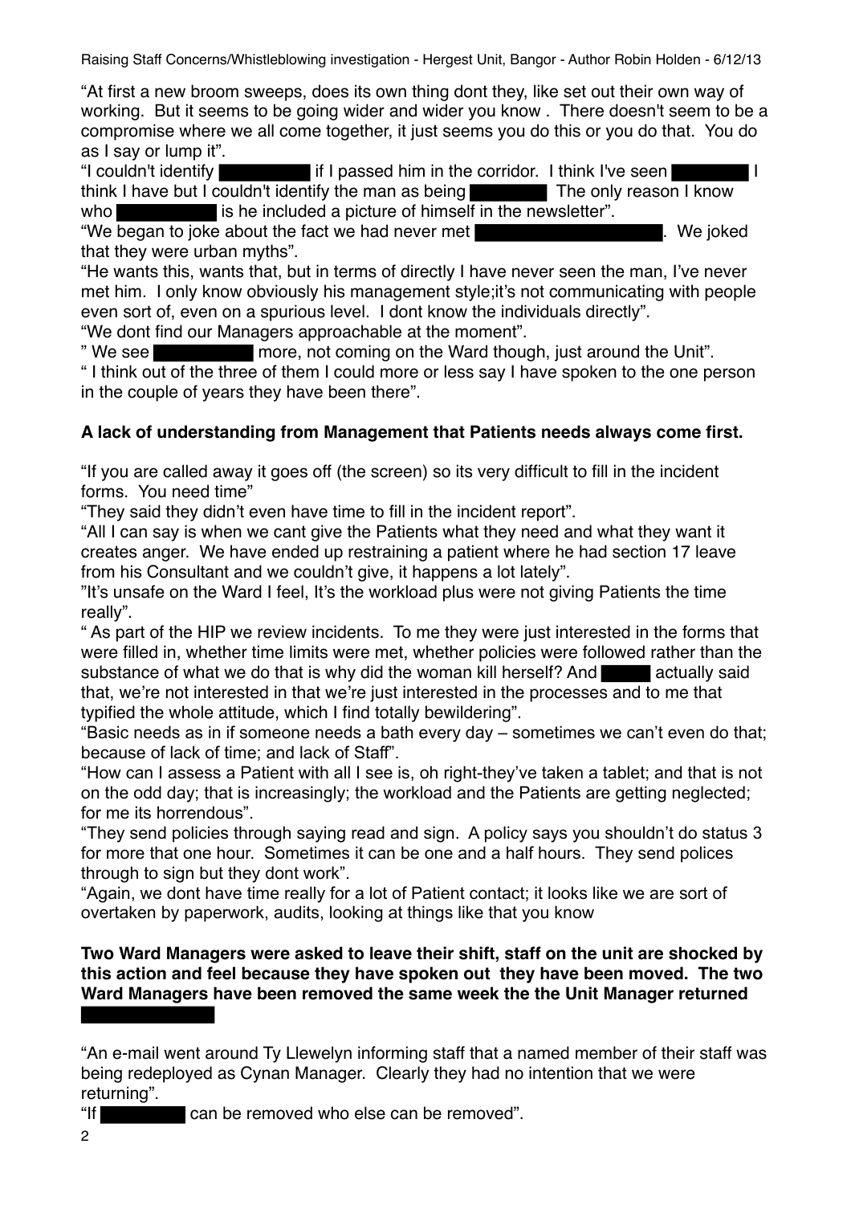"At first a new broom sweeps, does its own thing dont they, like set out their own way of working. But it seems to be going wider and wider you know . There doesn't seem to be a compromise where we all come together, it just seems you do this or you do that. You do as I say or lump it".

"I couldn't identify [redacted] if I passed him in the corridor. I think I've seen [redacted] I think I have but I couldn't identify the man as being [redacted] The only reason I know who [redacted] is he included a picture of himself in the newsletter".

"We began to joke about the fact we had never met [redacted]. We joked that they were urban myths".

"He wants this, wants that, but in terms of directly I have never seen the man, I've never met him. I only know obviously his management style;it's not communicating with people even sort of, even on a spurious level. I dont know the individuals directly".

"We dont find our Managers approachable at the moment".

" We see [redacted] more, not coming on the Ward though, just around the Unit".

" I think out of the three of them I could more or less say I have spoken to the one person in the couple of years they have been there".

**A lack of understanding from Management that Patients needs always come first.**

"If you are called away it goes off (the screen) so its very difficult to fill in the incident forms. You need time"

"They said they didn't even have time to fill in the incident report".

"All I can say is when we cant give the Patients what they need and what they want it creates anger. We have ended up restraining a patient where he had section 17 leave from his Consultant and we couldn't give, it happens a lot lately".

"It's unsafe on the Ward I feel, It's the workload plus were not giving Patients the time really".

" As part of the HIP we review incidents. To me they were just interested in the forms that were filled in, whether time limits were met, whether policies were followed rather than the substance of what we do that is why did the woman kill herself? And [redacted] actually said that, we're not interested in that we're just interested in the processes and to me that typified the whole attitude, which I find totally bewildering".

"Basic needs as in if someone needs a bath every day – sometimes we can't even do that; because of lack of time; and lack of Staff".

"How can I assess a Patient with all I see is, oh right-they've taken a tablet; and that is not on the odd day; that is increasingly; the workload and the Patients are getting neglected; for me its horrendous".

"They send policies through saying read and sign. A policy says you shouldn't do status 3 for more that one hour. Sometimes it can be one and a half hours. They send polices through to sign but they dont work".

"Again, we dont have time really for a lot of Patient contact; it looks like we are sort of overtaken by paperwork, audits, looking at things like that you know

**Two Ward Managers were asked to leave their shift, staff on the unit are shocked by this action and feel because they have spoken out they have been moved. The two Ward Managers have been removed the same week the the Unit Manager returned** [redacted]

"An e-mail went around Ty Llewelyn informing staff that a named member of their staff was being redeployed as Cynan Manager. Clearly they had no intention that we were returning".

"If [redacted] can be removed who else can be removed".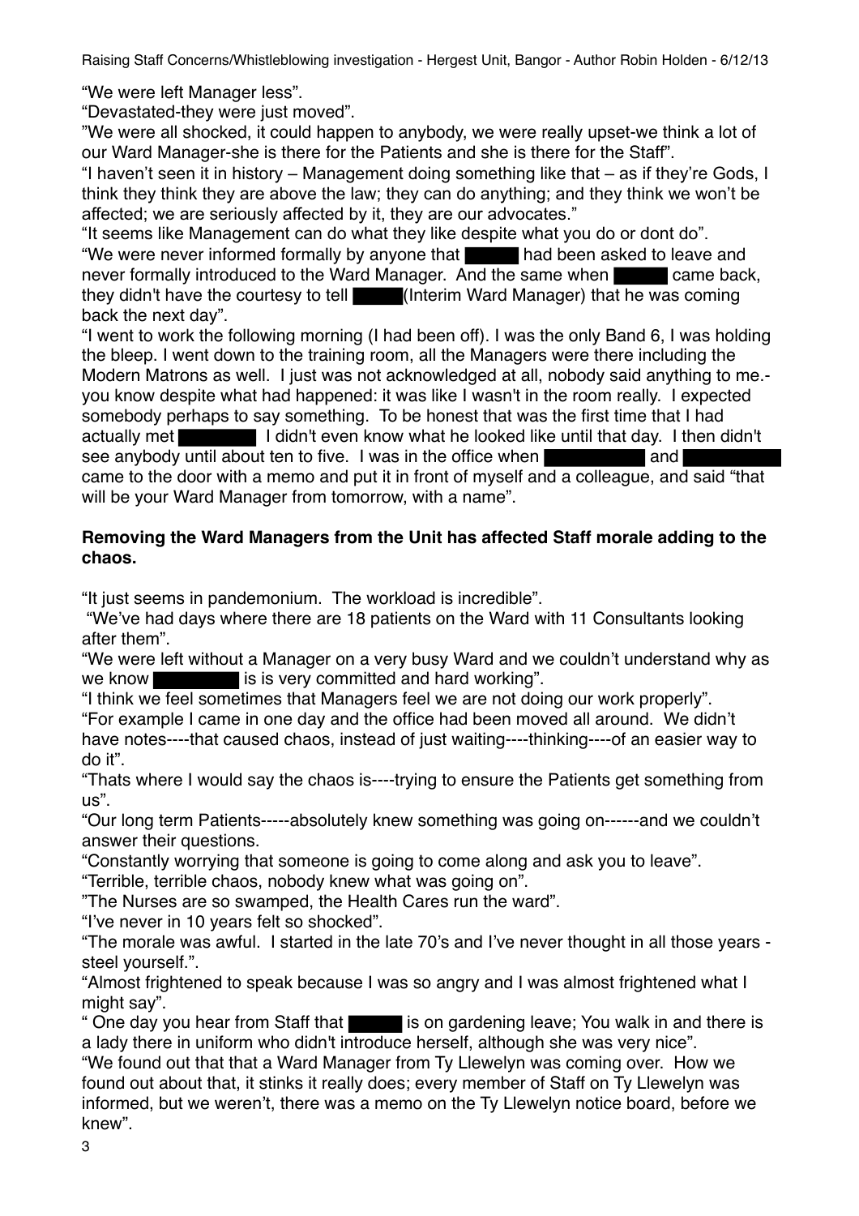"We were left Manager less".

"Devastated-they were just moved".

"We were all shocked, it could happen to anybody, we were really upset-we think a lot of our Ward Manager-she is there for the Patients and she is there for the Staff".

"I haven't seen it in history – Management doing something like that – as if they're Gods, I think they think they are above the law; they can do anything; and they think we won't be affected; we are seriously affected by it, they are our advocates."

"It seems like Management can do what they like despite what you do or dont do".

"We were never informed formally by anyone that ██████ had been asked to leave and never formally introduced to the Ward Manager. And the same when ██████ came back, they didn't have the courtesy to tell ██████ (Interim Ward Manager) that he was coming back the next day".

"I went to work the following morning (I had been off). I was the only Band 6, I was holding the bleep. I went down to the training room, all the Managers were there including the Modern Matrons as well. I just was not acknowledged at all, nobody said anything to me.- you know despite what had happened: it was like I wasn't in the room really. I expected somebody perhaps to say something. To be honest that was the first time that I had actually met ████████ I didn't even know what he looked like until that day. I then didn't see anybody until about ten to five. I was in the office when ██████████ and ██████████ came to the door with a memo and put it in front of myself and a colleague, and said "that will be your Ward Manager from tomorrow, with a name".

**Removing the Ward Managers from the Unit has affected Staff morale adding to the chaos.**

"It just seems in pandemonium. The workload is incredible".

"We've had days where there are 18 patients on the Ward with 11 Consultants looking after them".

"We were left without a Manager on a very busy Ward and we couldn't understand why as we know █████████ is is very committed and hard working".

"I think we feel sometimes that Managers feel we are not doing our work properly".

"For example I came in one day and the office had been moved all around. We didn't have notes----that caused chaos, instead of just waiting----thinking----of an easier way to do it".

"Thats where I would say the chaos is----trying to ensure the Patients get something from us".

"Our long term Patients-----absolutely knew something was going on------and we couldn't answer their questions.

"Constantly worrying that someone is going to come along and ask you to leave".

"Terrible, terrible chaos, nobody knew what was going on".

"The Nurses are so swamped, the Health Cares run the ward".

"I've never in 10 years felt so shocked".

"The morale was awful. I started in the late 70's and I've never thought in all those years - steel yourself.".

"Almost frightened to speak because I was so angry and I was almost frightened what I might say".

" One day you hear from Staff that ██████ is on gardening leave; You walk in and there is a lady there in uniform who didn't introduce herself, although she was very nice".

"We found out that that a Ward Manager from Ty Llewelyn was coming over. How we found out about that, it stinks it really does; every member of Staff on Ty Llewelyn was informed, but we weren't, there was a memo on the Ty Llewelyn notice board, before we knew".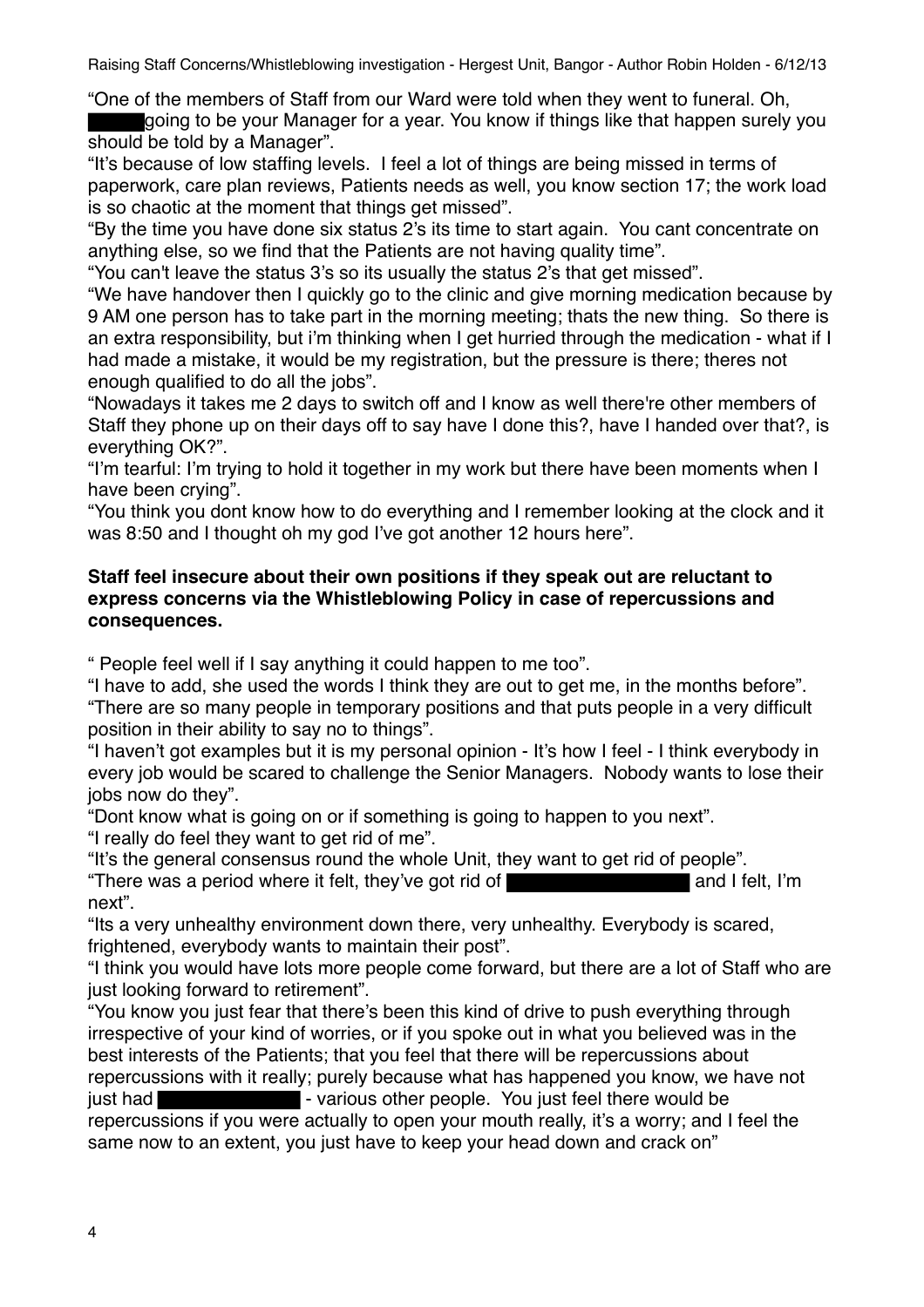"One of the members of Staff from our Ward were told when they went to funeral. Oh, ██████ going to be your Manager for a year. You know if things like that happen surely you should be told by a Manager".

"It's because of low staffing levels. I feel a lot of things are being missed in terms of paperwork, care plan reviews, Patients needs as well, you know section 17; the work load is so chaotic at the moment that things get missed".

"By the time you have done six status 2's its time to start again. You cant concentrate on anything else, so we find that the Patients are not having quality time".

"You can't leave the status 3's so its usually the status 2's that get missed".

"We have handover then I quickly go to the clinic and give morning medication because by 9 AM one person has to take part in the morning meeting; thats the new thing. So there is an extra responsibility, but i'm thinking when I get hurried through the medication - what if I had made a mistake, it would be my registration, but the pressure is there; theres not enough qualified to do all the jobs".

"Nowadays it takes me 2 days to switch off and I know as well there're other members of Staff they phone up on their days off to say have I done this?, have I handed over that?, is everything OK?".

"I'm tearful: I'm trying to hold it together in my work but there have been moments when I have been crying".

"You think you dont know how to do everything and I remember looking at the clock and it was 8:50 and I thought oh my god I've got another 12 hours here".

**Staff feel insecure about their own positions if they speak out are reluctant to express concerns via the Whistleblowing Policy in case of repercussions and consequences.**

" People feel well if I say anything it could happen to me too".

"I have to add, she used the words I think they are out to get me, in the months before".

"There are so many people in temporary positions and that puts people in a very difficult position in their ability to say no to things".

"I haven't got examples but it is my personal opinion - It's how I feel - I think everybody in every job would be scared to challenge the Senior Managers. Nobody wants to lose their jobs now do they".

"Dont know what is going on or if something is going to happen to you next".

"I really do feel they want to get rid of me".

"It's the general consensus round the whole Unit, they want to get rid of people".

"There was a period where it felt, they've got rid of ██████████████ and I felt, I'm next".

"Its a very unhealthy environment down there, very unhealthy. Everybody is scared, frightened, everybody wants to maintain their post".

"I think you would have lots more people come forward, but there are a lot of Staff who are just looking forward to retirement".

"You know you just fear that there's been this kind of drive to push everything through irrespective of your kind of worries, or if you spoke out in what you believed was in the best interests of the Patients; that you feel that there will be repercussions about repercussions with it really; purely because what has happened you know, we have not just had ██████████ - various other people. You just feel there would be repercussions if you were actually to open your mouth really, it's a worry; and I feel the same now to an extent, you just have to keep your head down and crack on"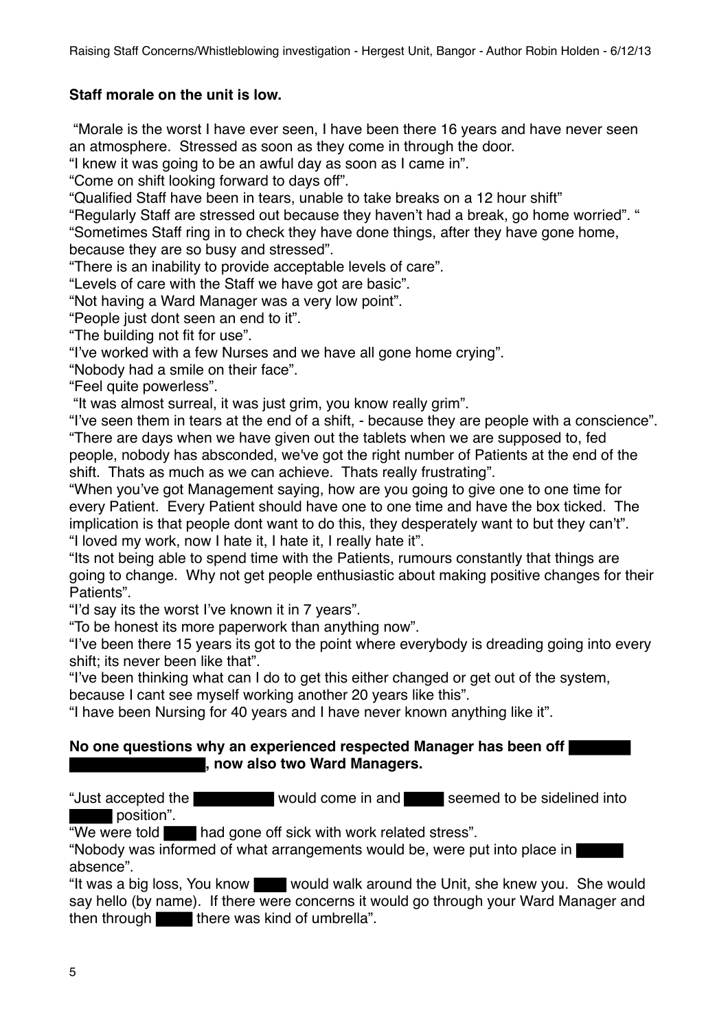**Staff morale on the unit is low.**

"Morale is the worst I have ever seen, I have been there 16 years and have never seen an atmosphere. Stressed as soon as they come in through the door.

"I knew it was going to be an awful day as soon as I came in".

"Come on shift looking forward to days off".

"Qualified Staff have been in tears, unable to take breaks on a 12 hour shift"

"Regularly Staff are stressed out because they haven't had a break, go home worried". "

"Sometimes Staff ring in to check they have done things, after they have gone home, because they are so busy and stressed".

"There is an inability to provide acceptable levels of care".

"Levels of care with the Staff we have got are basic".

"Not having a Ward Manager was a very low point".

"People just dont seen an end to it".

"The building not fit for use".

"I've worked with a few Nurses and we have all gone home crying".

"Nobody had a smile on their face".

"Feel quite powerless".

"It was almost surreal, it was just grim, you know really grim".

"I've seen them in tears at the end of a shift, - because they are people with a conscience".

"There are days when we have given out the tablets when we are supposed to, fed people, nobody has absconded, we've got the right number of Patients at the end of the shift. Thats as much as we can achieve. Thats really frustrating".

"When you've got Management saying, how are you going to give one to one time for every Patient. Every Patient should have one to one time and have the box ticked. The implication is that people dont want to do this, they desperately want to but they can't".

"I loved my work, now I hate it, I hate it, I really hate it".

"Its not being able to spend time with the Patients, rumours constantly that things are going to change. Why not get people enthusiastic about making positive changes for their Patients".

"I'd say its the worst I've known it in 7 years".

"To be honest its more paperwork than anything now".

"I've been there 15 years its got to the point where everybody is dreading going into every shift; its never been like that".

"I've been thinking what can I do to get this either changed or get out of the system, because I cant see myself working another 20 years like this".

"I have been Nursing for 40 years and I have never known anything like it".

**No one questions why an experienced respected Manager has been off ██████ ██████████████, now also two Ward Managers.**

"Just accepted the ████████ would come in and ████ seemed to be sidelined into ████ position".

"We were told ████ had gone off sick with work related stress".

"Nobody was informed of what arrangements would be, were put into place in ████ absence".

"It was a big loss, You know ████ would walk around the Unit, she knew you. She would say hello (by name). If there were concerns it would go through your Ward Manager and then through ████ there was kind of umbrella".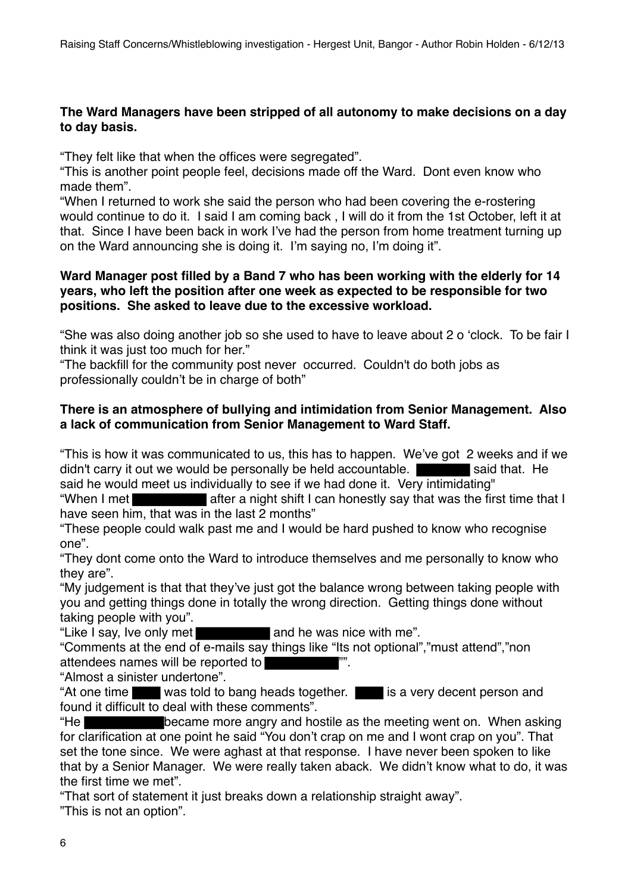**The Ward Managers have been stripped of all autonomy to make decisions on a day to day basis.**

“They felt like that when the offices were segregated”.
“This is another point people feel, decisions made off the Ward. Dont even know who made them”.
“When I returned to work she said the person who had been covering the e-rostering would continue to do it. I said I am coming back , I will do it from the 1st October, left it at that. Since I have been back in work I’ve had the person from home treatment turning up on the Ward announcing she is doing it. I’m saying no, I’m doing it”.

**Ward Manager post filled by a Band 7 who has been working with the elderly for 14 years, who left the position after one week as expected to be responsible for two positions. She asked to leave due to the excessive workload.**

“She was also doing another job so she used to have to leave about 2 o ‘clock. To be fair I think it was just too much for her.”
“The backfill for the community post never occurred. Couldn't do both jobs as professionally couldn’t be in charge of both”

**There is an atmosphere of bullying and intimidation from Senior Management. Also a lack of communication from Senior Management to Ward Staff.**

“This is how it was communicated to us, this has to happen. We’ve got 2 weeks and if we didn't carry it out we would be personally be held accountable. ██████ said that. He said he would meet us individually to see if we had done it. Very intimidating"
“When I met ████████ after a night shift I can honestly say that was the first time that I have seen him, that was in the last 2 months”
“These people could walk past me and I would be hard pushed to know who recognise one”.
“They dont come onto the Ward to introduce themselves and me personally to know who they are”.
“My judgement is that that they’ve just got the balance wrong between taking people with you and getting things done in totally the wrong direction. Getting things done without taking people with you”.
“Like I say, Ive only met ████████ and he was nice with me”.
“Comments at the end of e-mails say things like “Its not optional”,”must attend”,”non attendees names will be reported to ████████””.
“Almost a sinister undertone”.
“At one time ████ was told to bang heads together. ████ is a very decent person and found it difficult to deal with these comments”.
“He ████████ became more angry and hostile as the meeting went on. When asking for clarification at one point he said “You don’t crap on me and I wont crap on you”. That set the tone since. We were aghast at that response. I have never been spoken to like that by a Senior Manager. We were really taken aback. We didn’t know what to do, it was the first time we met”.
“That sort of statement it just breaks down a relationship straight away”.
”This is not an option”.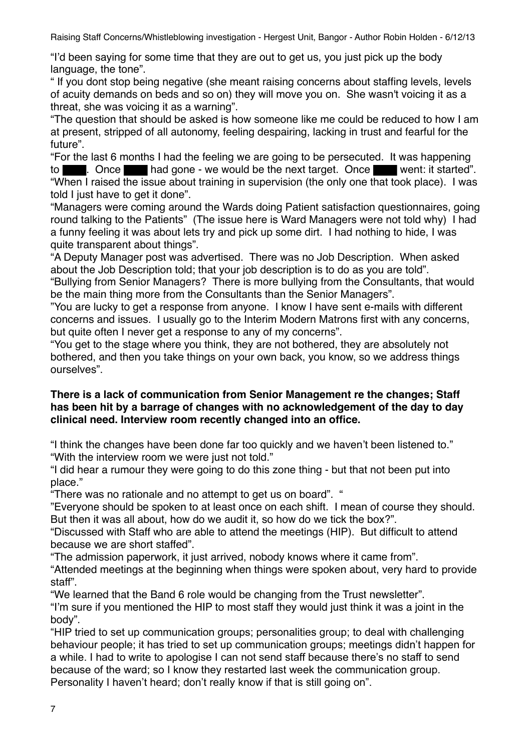"I'd been saying for some time that they are out to get us, you just pick up the body language, the tone".

" If you dont stop being negative (she meant raising concerns about staffing levels, levels of acuity demands on beds and so on) they will move you on. She wasn't voicing it as a threat, she was voicing it as a warning".

"The question that should be asked is how someone like me could be reduced to how I am at present, stripped of all autonomy, feeling despairing, lacking in trust and fearful for the future".

"For the last 6 months I had the feeling we are going to be persecuted. It was happening to ████. Once ████ had gone - we would be the next target. Once ████ went: it started".

"When I raised the issue about training in supervision (the only one that took place). I was told I just have to get it done".

"Managers were coming around the Wards doing Patient satisfaction questionnaires, going round talking to the Patients" (The issue here is Ward Managers were not told why) I had a funny feeling it was about lets try and pick up some dirt. I had nothing to hide, I was quite transparent about things".

"A Deputy Manager post was advertised. There was no Job Description. When asked about the Job Description told; that your job description is to do as you are told".

"Bullying from Senior Managers? There is more bullying from the Consultants, that would be the main thing more from the Consultants than the Senior Managers".

"You are lucky to get a response from anyone. I know I have sent e-mails with different concerns and issues. I usually go to the Interim Modern Matrons first with any concerns, but quite often I never get a response to any of my concerns".

"You get to the stage where you think, they are not bothered, they are absolutely not bothered, and then you take things on your own back, you know, so we address things ourselves".

**There is a lack of communication from Senior Management re the changes; Staff has been hit by a barrage of changes with no acknowledgement of the day to day clinical need. Interview room recently changed into an office.**

"I think the changes have been done far too quickly and we haven't been listened to."

"With the interview room we were just not told."

"I did hear a rumour they were going to do this zone thing - but that not been put into place."

"There was no rationale and no attempt to get us on board". "

"Everyone should be spoken to at least once on each shift. I mean of course they should. But then it was all about, how do we audit it, so how do we tick the box?".

"Discussed with Staff who are able to attend the meetings (HIP). But difficult to attend because we are short staffed".

"The admission paperwork, it just arrived, nobody knows where it came from".

"Attended meetings at the beginning when things were spoken about, very hard to provide staff".

"We learned that the Band 6 role would be changing from the Trust newsletter".

"I'm sure if you mentioned the HIP to most staff they would just think it was a joint in the body".

"HIP tried to set up communication groups; personalities group; to deal with challenging behaviour people; it has tried to set up communication groups; meetings didn't happen for a while. I had to write to apologise I can not send staff because there's no staff to send because of the ward; so I know they restarted last week the communication group. Personality I haven't heard; don't really know if that is still going on".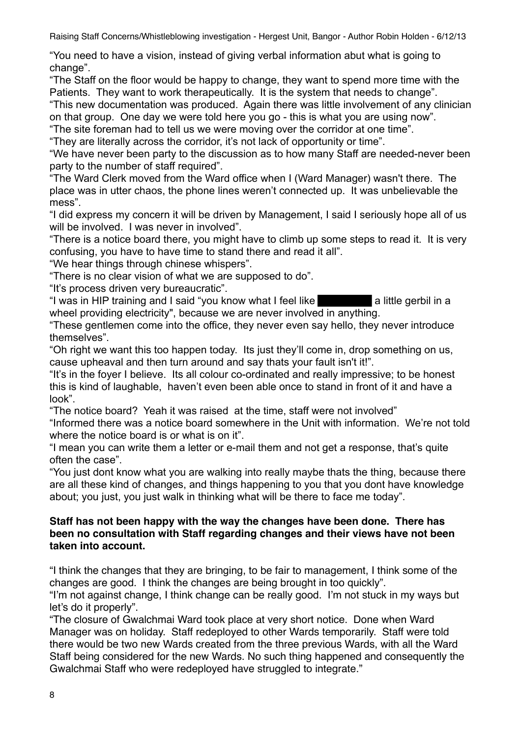"You need to have a vision, instead of giving verbal information abut what is going to change".

"The Staff on the floor would be happy to change, they want to spend more time with the Patients. They want to work therapeutically. It is the system that needs to change".

"This new documentation was produced. Again there was little involvement of any clinician on that group. One day we were told here you go - this is what you are using now".

"The site foreman had to tell us we were moving over the corridor at one time".

"They are literally across the corridor, it's not lack of opportunity or time".

"We have never been party to the discussion as to how many Staff are needed-never been party to the number of staff required".

"The Ward Clerk moved from the Ward office when I (Ward Manager) wasn't there. The place was in utter chaos, the phone lines weren't connected up. It was unbelievable the mess".

"I did express my concern it will be driven by Management, I said I seriously hope all of us will be involved. I was never in involved".

"There is a notice board there, you might have to climb up some steps to read it. It is very confusing, you have to have time to stand there and read it all".

"We hear things through chinese whispers".

"There is no clear vision of what we are supposed to do".

"It's process driven very bureaucratic".

"I was in HIP training and I said "you know what I feel like ██████ a little gerbil in a wheel providing electricity", because we are never involved in anything.

"These gentlemen come into the office, they never even say hello, they never introduce themselves".

"Oh right we want this too happen today. Its just they'll come in, drop something on us, cause upheaval and then turn around and say thats your fault isn't it!".

"It's in the foyer I believe. Its all colour co-ordinated and really impressive; to be honest this is kind of laughable, haven't even been able once to stand in front of it and have a look".

"The notice board? Yeah it was raised at the time, staff were not involved"

"Informed there was a notice board somewhere in the Unit with information. We're not told where the notice board is or what is on it".

"I mean you can write them a letter or e-mail them and not get a response, that's quite often the case".

"You just dont know what you are walking into really maybe thats the thing, because there are all these kind of changes, and things happening to you that you dont have knowledge about; you just, you just walk in thinking what will be there to face me today".

**Staff has not been happy with the way the changes have been done. There has been no consultation with Staff regarding changes and their views have not been taken into account.**

"I think the changes that they are bringing, to be fair to management, I think some of the changes are good. I think the changes are being brought in too quickly".

"I'm not against change, I think change can be really good. I'm not stuck in my ways but let's do it properly".

"The closure of Gwalchmai Ward took place at very short notice. Done when Ward Manager was on holiday. Staff redeployed to other Wards temporarily. Staff were told there would be two new Wards created from the three previous Wards, with all the Ward Staff being considered for the new Wards. No such thing happened and consequently the Gwalchmai Staff who were redeployed have struggled to integrate."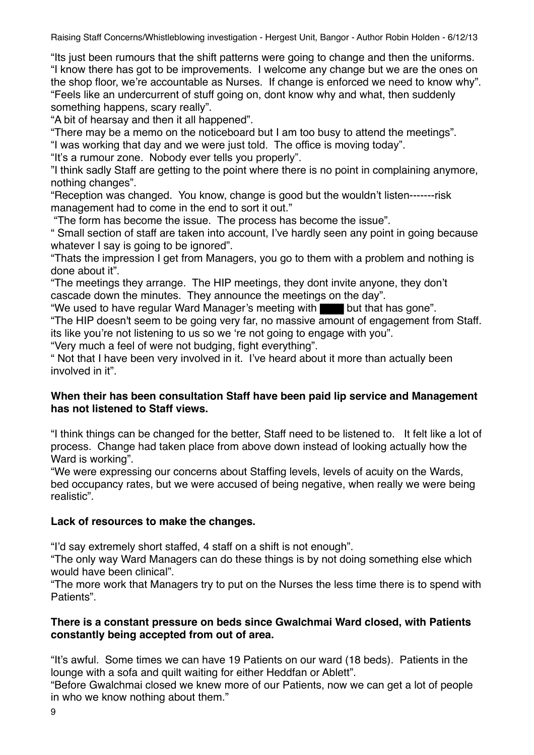“Its just been rumours that the shift patterns were going to change and then the uniforms.
“I know there has got to be improvements. I welcome any change but we are the ones on the shop floor, we’re accountable as Nurses. If change is enforced we need to know why”.
“Feels like an undercurrent of stuff going on, dont know why and what, then suddenly something happens, scary really”.
“A bit of hearsay and then it all happened”.
“There may be a memo on the noticeboard but I am too busy to attend the meetings”.
“I was working that day and we were just told. The office is moving today”.
“It’s a rumour zone. Nobody ever tells you properly”.
”I think sadly Staff are getting to the point where there is no point in complaining anymore, nothing changes”.
“Reception was changed. You know, change is good but the wouldn’t listen-------risk management had to come in the end to sort it out.”
“The form has become the issue. The process has become the issue”.
“ Small section of staff are taken into account, I’ve hardly seen any point in going because whatever I say is going to be ignored”.
“Thats the impression I get from Managers, you go to them with a problem and nothing is done about it”.
“The meetings they arrange. The HIP meetings, they dont invite anyone, they don’t cascade down the minutes. They announce the meetings on the day”.
“We used to have regular Ward Manager’s meeting with ████ but that has gone”.
“The HIP doesn't seem to be going very far, no massive amount of engagement from Staff. its like you’re not listening to us so we ‘re not going to engage with you”.
“Very much a feel of were not budging, fight everything”.
“ Not that I have been very involved in it. I’ve heard about it more than actually been involved in it”.

**When their has been consultation Staff have been paid lip service and Management has not listened to Staff views.**

“I think things can be changed for the better, Staff need to be listened to. It felt like a lot of process. Change had taken place from above down instead of looking actually how the Ward is working”.
“We were expressing our concerns about Staffing levels, levels of acuity on the Wards, bed occupancy rates, but we were accused of being negative, when really we were being realistic”.

**Lack of resources to make the changes.**

“I’d say extremely short staffed, 4 staff on a shift is not enough”.
“The only way Ward Managers can do these things is by not doing something else which would have been clinical”.
“The more work that Managers try to put on the Nurses the less time there is to spend with Patients”.

**There is a constant pressure on beds since Gwalchmai Ward closed, with Patients constantly being accepted from out of area.**

“It’s awful. Some times we can have 19 Patients on our ward (18 beds). Patients in the lounge with a sofa and quilt waiting for either Heddfan or Ablett”.
“Before Gwalchmai closed we knew more of our Patients, now we can get a lot of people in who we know nothing about them.”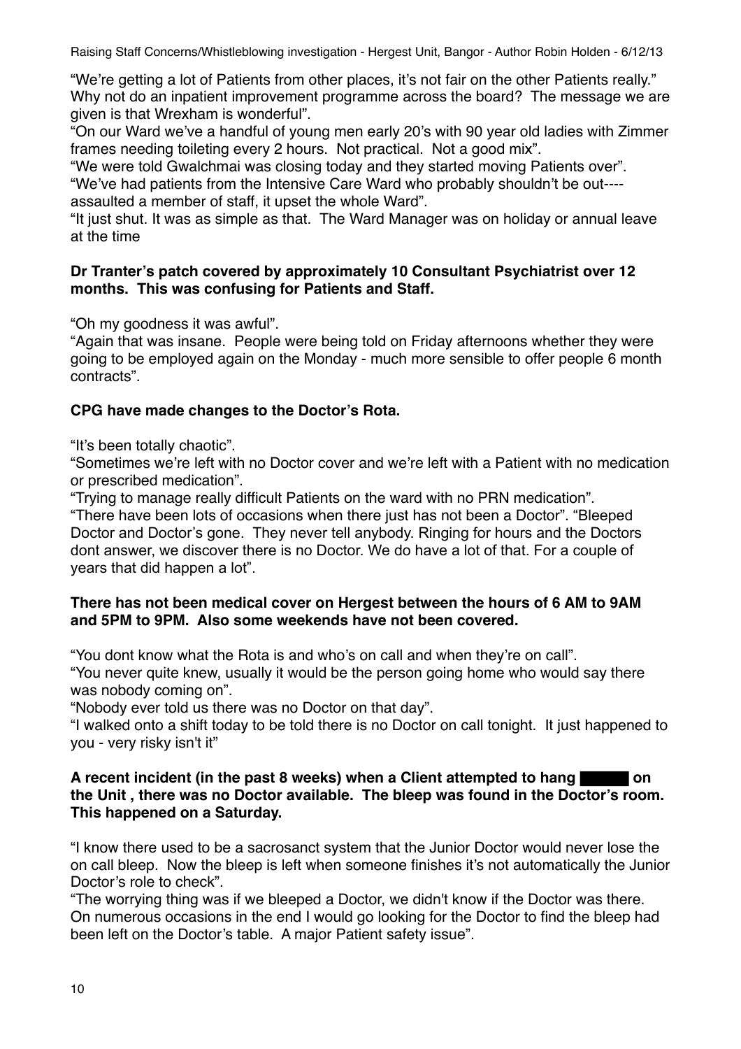"We're getting a lot of Patients from other places, it's not fair on the other Patients really." Why not do an inpatient improvement programme across the board? The message we are given is that Wrexham is wonderful".

"On our Ward we've a handful of young men early 20's with 90 year old ladies with Zimmer frames needing toileting every 2 hours. Not practical. Not a good mix".

"We were told Gwalchmai was closing today and they started moving Patients over".

"We've had patients from the Intensive Care Ward who probably shouldn't be out---- assaulted a member of staff, it upset the whole Ward".

"It just shut. It was as simple as that. The Ward Manager was on holiday or annual leave at the time

**Dr Tranter's patch covered by approximately 10 Consultant Psychiatrist over 12 months. This was confusing for Patients and Staff.**

"Oh my goodness it was awful".

"Again that was insane. People were being told on Friday afternoons whether they were going to be employed again on the Monday - much more sensible to offer people 6 month contracts".

**CPG have made changes to the Doctor's Rota.**

"It's been totally chaotic".

"Sometimes we're left with no Doctor cover and we're left with a Patient with no medication or prescribed medication".

"Trying to manage really difficult Patients on the ward with no PRN medication".

"There have been lots of occasions when there just has not been a Doctor". "Bleeped Doctor and Doctor's gone. They never tell anybody. Ringing for hours and the Doctors dont answer, we discover there is no Doctor. We do have a lot of that. For a couple of years that did happen a lot".

**There has not been medical cover on Hergest between the hours of 6 AM to 9AM and 5PM to 9PM. Also some weekends have not been covered.**

"You dont know what the Rota is and who's on call and when they're on call".

"You never quite knew, usually it would be the person going home who would say there was nobody coming on".

"Nobody ever told us there was no Doctor on that day".

"I walked onto a shift today to be told there is no Doctor on call tonight. It just happened to you - very risky isn't it"

**A recent incident (in the past 8 weeks) when a Client attempted to hang ██████ on the Unit , there was no Doctor available. The bleep was found in the Doctor's room. This happened on a Saturday.**

"I know there used to be a sacrosanct system that the Junior Doctor would never lose the on call bleep. Now the bleep is left when someone finishes it's not automatically the Junior Doctor's role to check".

"The worrying thing was if we bleeped a Doctor, we didn't know if the Doctor was there. On numerous occasions in the end I would go looking for the Doctor to find the bleep had been left on the Doctor's table. A major Patient safety issue".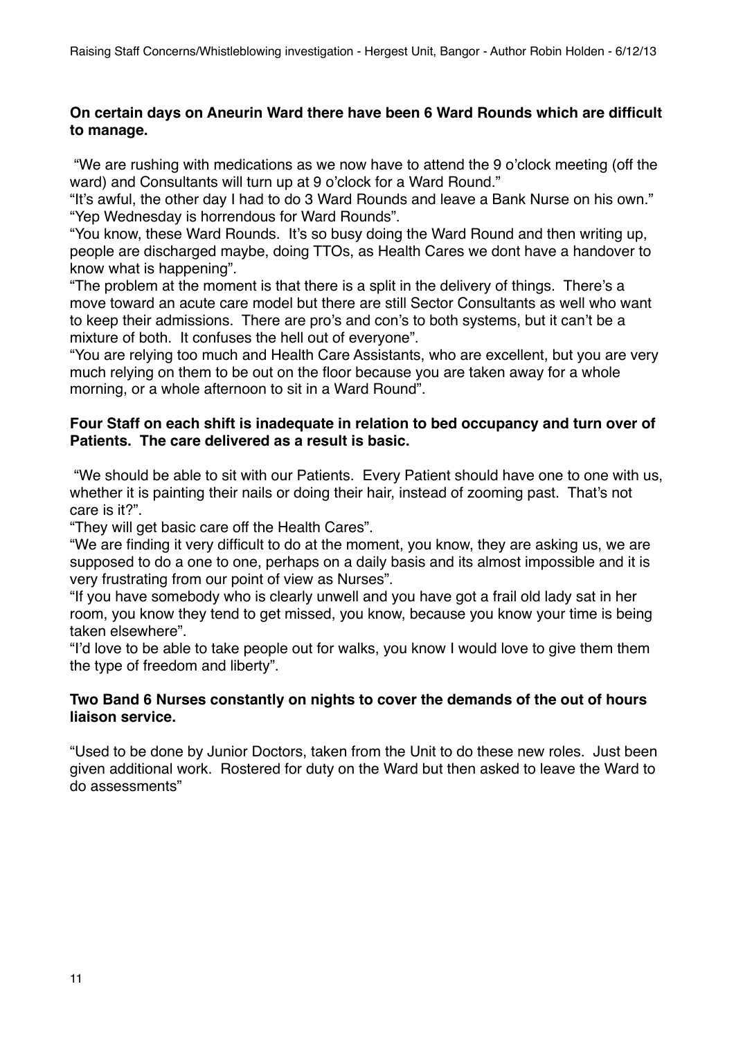**On certain days on Aneurin Ward there have been 6 Ward Rounds which are difficult to manage.**

"We are rushing with medications as we now have to attend the 9 o'clock meeting (off the ward) and Consultants will turn up at 9 o'clock for a Ward Round."

"It's awful, the other day I had to do 3 Ward Rounds and leave a Bank Nurse on his own."

"Yep Wednesday is horrendous for Ward Rounds".

"You know, these Ward Rounds. It's so busy doing the Ward Round and then writing up, people are discharged maybe, doing TTOs, as Health Cares we dont have a handover to know what is happening".

"The problem at the moment is that there is a split in the delivery of things. There's a move toward an acute care model but there are still Sector Consultants as well who want to keep their admissions. There are pro's and con's to both systems, but it can't be a mixture of both. It confuses the hell out of everyone".

"You are relying too much and Health Care Assistants, who are excellent, but you are very much relying on them to be out on the floor because you are taken away for a whole morning, or a whole afternoon to sit in a Ward Round".

**Four Staff on each shift is inadequate in relation to bed occupancy and turn over of Patients. The care delivered as a result is basic.**

"We should be able to sit with our Patients. Every Patient should have one to one with us, whether it is painting their nails or doing their hair, instead of zooming past. That's not care is it?".

"They will get basic care off the Health Cares".

"We are finding it very difficult to do at the moment, you know, they are asking us, we are supposed to do a one to one, perhaps on a daily basis and its almost impossible and it is very frustrating from our point of view as Nurses".

"If you have somebody who is clearly unwell and you have got a frail old lady sat in her room, you know they tend to get missed, you know, because you know your time is being taken elsewhere".

"I'd love to be able to take people out for walks, you know I would love to give them them the type of freedom and liberty".

**Two Band 6 Nurses constantly on nights to cover the demands of the out of hours liaison service.**

"Used to be done by Junior Doctors, taken from the Unit to do these new roles. Just been given additional work. Rostered for duty on the Ward but then asked to leave the Ward to do assessments"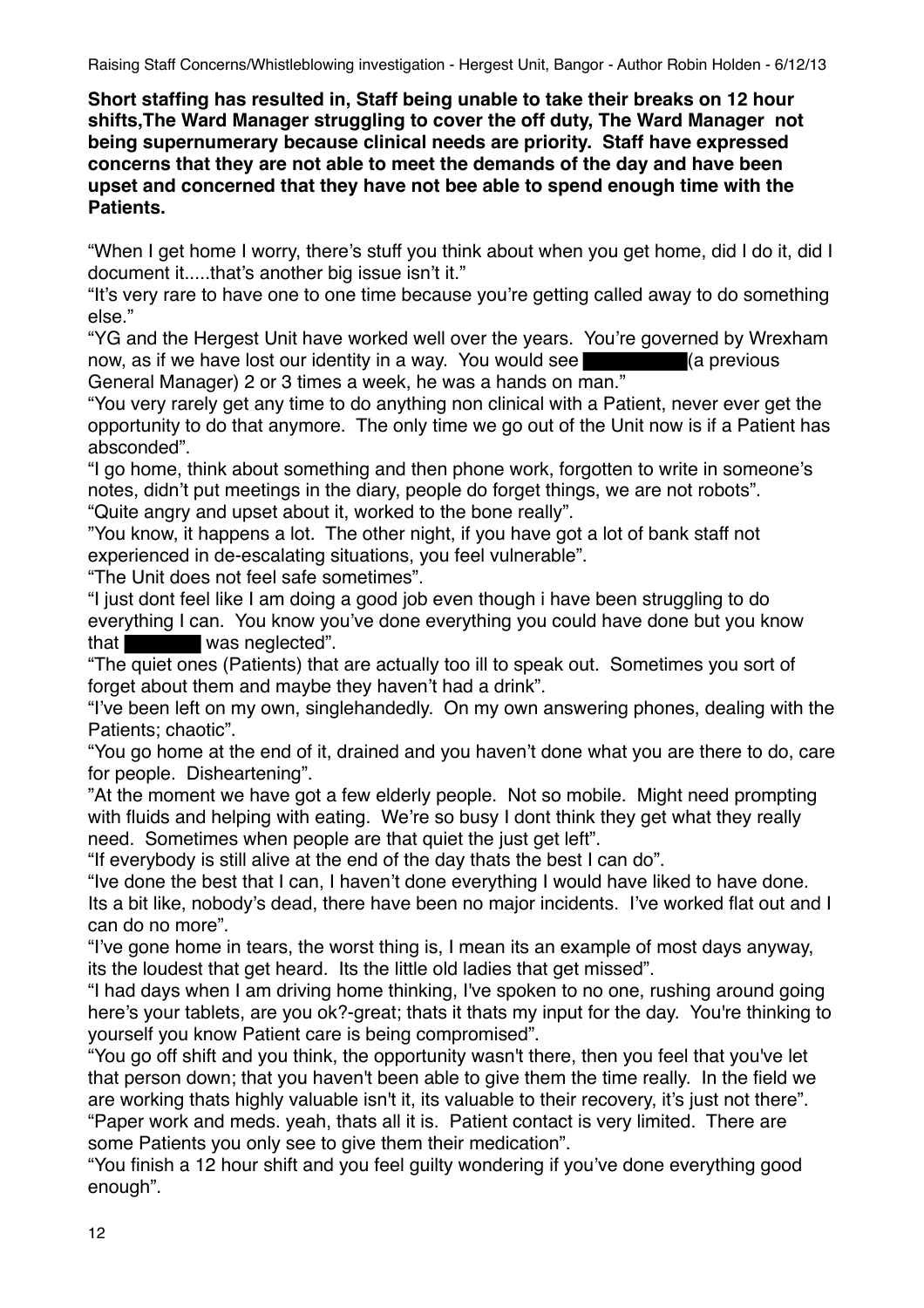**Short staffing has resulted in, Staff being unable to take their breaks on 12 hour shifts,The Ward Manager struggling to cover the off duty, The Ward Manager not being supernumerary because clinical needs are priority. Staff have expressed concerns that they are not able to meet the demands of the day and have been upset and concerned that they have not bee able to spend enough time with the Patients.**

"When I get home I worry, there's stuff you think about when you get home, did I do it, did I document it.....that's another big issue isn't it."

"It's very rare to have one to one time because you're getting called away to do something else."

"YG and the Hergest Unit have worked well over the years. You're governed by Wrexham now, as if we have lost our identity in a way. You would see ██████ (a previous General Manager) 2 or 3 times a week, he was a hands on man."

"You very rarely get any time to do anything non clinical with a Patient, never ever get the opportunity to do that anymore. The only time we go out of the Unit now is if a Patient has absconded".

"I go home, think about something and then phone work, forgotten to write in someone's notes, didn't put meetings in the diary, people do forget things, we are not robots".

"Quite angry and upset about it, worked to the bone really".

"You know, it happens a lot. The other night, if you have got a lot of bank staff not experienced in de-escalating situations, you feel vulnerable".

"The Unit does not feel safe sometimes".

"I just dont feel like I am doing a good job even though i have been struggling to do everything I can. You know you've done everything you could have done but you know that ██████ was neglected".

"The quiet ones (Patients) that are actually too ill to speak out. Sometimes you sort of forget about them and maybe they haven't had a drink".

"I've been left on my own, singlehandedly. On my own answering phones, dealing with the Patients; chaotic".

"You go home at the end of it, drained and you haven't done what you are there to do, care for people. Disheartening".

"At the moment we have got a few elderly people. Not so mobile. Might need prompting with fluids and helping with eating. We're so busy I dont think they get what they really need. Sometimes when people are that quiet the just get left".

"If everybody is still alive at the end of the day thats the best I can do".

"Ive done the best that I can, I haven't done everything I would have liked to have done. Its a bit like, nobody's dead, there have been no major incidents. I've worked flat out and I can do no more".

"I've gone home in tears, the worst thing is, I mean its an example of most days anyway, its the loudest that get heard. Its the little old ladies that get missed".

"I had days when I am driving home thinking, I've spoken to no one, rushing around going here's your tablets, are you ok?-great; thats it thats my input for the day. You're thinking to yourself you know Patient care is being compromised".

"You go off shift and you think, the opportunity wasn't there, then you feel that you've let that person down; that you haven't been able to give them the time really. In the field we are working thats highly valuable isn't it, its valuable to their recovery, it's just not there".

"Paper work and meds. yeah, thats all it is. Patient contact is very limited. There are some Patients you only see to give them their medication".

"You finish a 12 hour shift and you feel guilty wondering if you've done everything good enough".